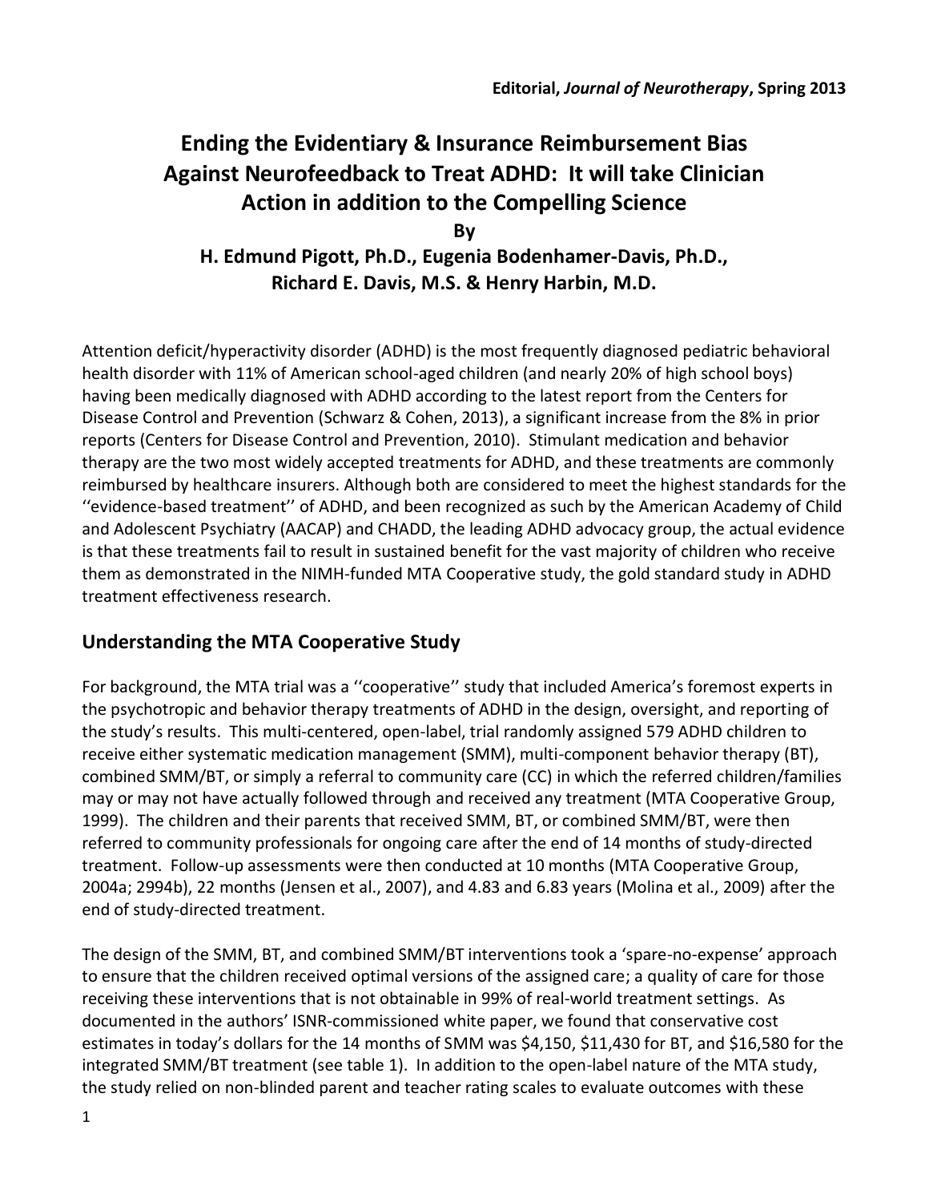**Editorial, *Journal of Neurotherapy*, Spring 2013**

# Ending the Evidentiary & Insurance Reimbursement Bias Against Neurofeedback to Treat ADHD: It will take Clinician Action in addition to the Compelling Science

**By**

**H. Edmund Pigott, Ph.D., Eugenia Bodenhamer-Davis, Ph.D., Richard E. Davis, M.S. & Henry Harbin, M.D.**

Attention deficit/hyperactivity disorder (ADHD) is the most frequently diagnosed pediatric behavioral health disorder with 11% of American school-aged children (and nearly 20% of high school boys) having been medically diagnosed with ADHD according to the latest report from the Centers for Disease Control and Prevention (Schwarz & Cohen, 2013), a significant increase from the 8% in prior reports (Centers for Disease Control and Prevention, 2010). Stimulant medication and behavior therapy are the two most widely accepted treatments for ADHD, and these treatments are commonly reimbursed by healthcare insurers. Although both are considered to meet the highest standards for the ''evidence-based treatment'' of ADHD, and been recognized as such by the American Academy of Child and Adolescent Psychiatry (AACAP) and CHADD, the leading ADHD advocacy group, the actual evidence is that these treatments fail to result in sustained benefit for the vast majority of children who receive them as demonstrated in the NIMH-funded MTA Cooperative study, the gold standard study in ADHD treatment effectiveness research.

## Understanding the MTA Cooperative Study

For background, the MTA trial was a ''cooperative'' study that included America's foremost experts in the psychotropic and behavior therapy treatments of ADHD in the design, oversight, and reporting of the study's results. This multi-centered, open-label, trial randomly assigned 579 ADHD children to receive either systematic medication management (SMM), multi-component behavior therapy (BT), combined SMM/BT, or simply a referral to community care (CC) in which the referred children/families may or may not have actually followed through and received any treatment (MTA Cooperative Group, 1999). The children and their parents that received SMM, BT, or combined SMM/BT, were then referred to community professionals for ongoing care after the end of 14 months of study-directed treatment. Follow-up assessments were then conducted at 10 months (MTA Cooperative Group, 2004a; 2994b), 22 months (Jensen et al., 2007), and 4.83 and 6.83 years (Molina et al., 2009) after the end of study-directed treatment.

The design of the SMM, BT, and combined SMM/BT interventions took a 'spare-no-expense' approach to ensure that the children received optimal versions of the assigned care; a quality of care for those receiving these interventions that is not obtainable in 99% of real-world treatment settings. As documented in the authors' ISNR-commissioned white paper, we found that conservative cost estimates in today's dollars for the 14 months of SMM was $4,150, $11,430 for BT, and $16,580 for the integrated SMM/BT treatment (see table 1). In addition to the open-label nature of the MTA study, the study relied on non-blinded parent and teacher rating scales to evaluate outcomes with these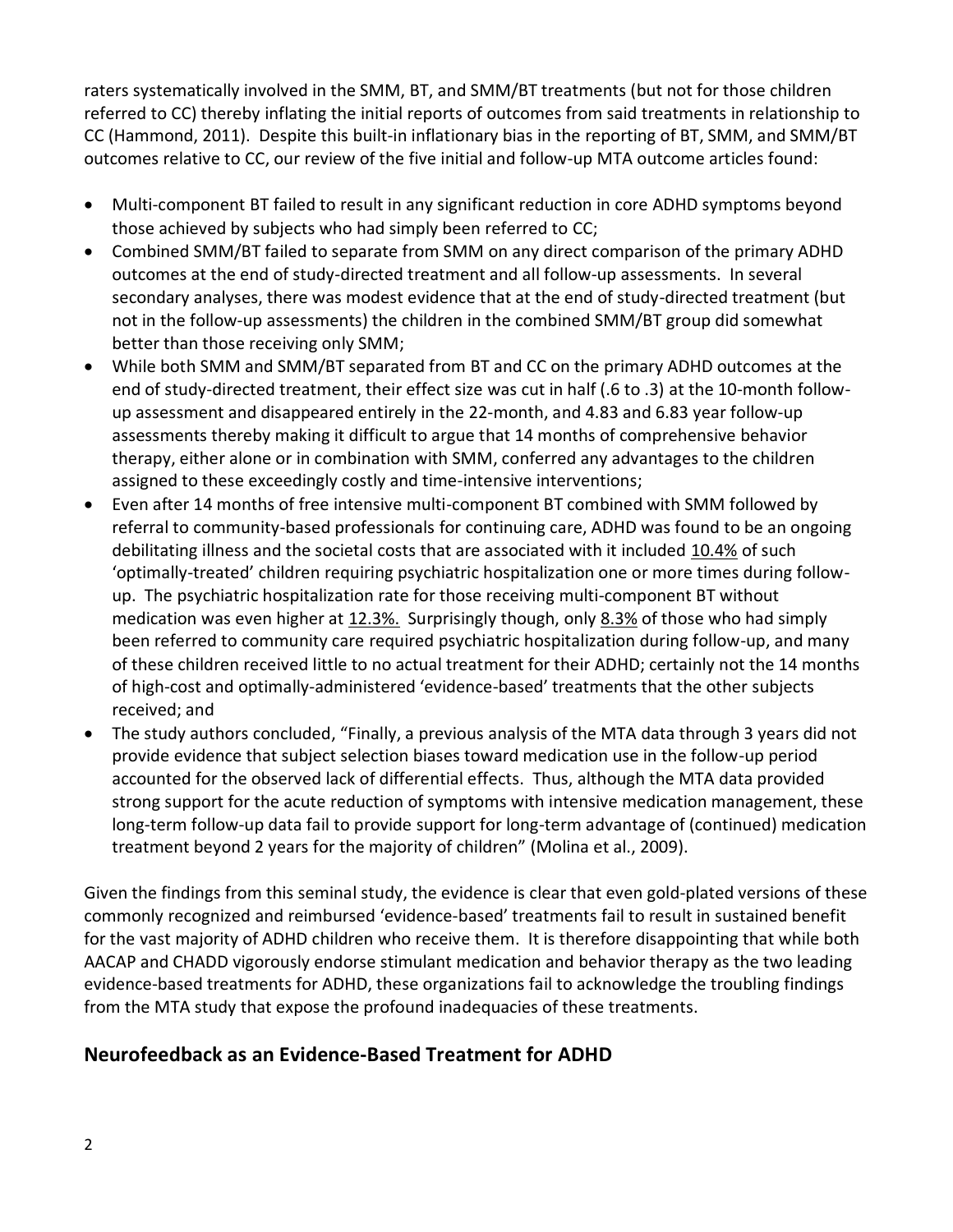raters systematically involved in the SMM, BT, and SMM/BT treatments (but not for those children referred to CC) thereby inflating the initial reports of outcomes from said treatments in relationship to CC (Hammond, 2011). Despite this built-in inflationary bias in the reporting of BT, SMM, and SMM/BT outcomes relative to CC, our review of the five initial and follow-up MTA outcome articles found:

- Multi-component BT failed to result in any significant reduction in core ADHD symptoms beyond those achieved by subjects who had simply been referred to CC;
- Combined SMM/BT failed to separate from SMM on any direct comparison of the primary ADHD outcomes at the end of study-directed treatment and all follow-up assessments. In several secondary analyses, there was modest evidence that at the end of study-directed treatment (but not in the follow-up assessments) the children in the combined SMM/BT group did somewhat better than those receiving only SMM;
- While both SMM and SMM/BT separated from BT and CC on the primary ADHD outcomes at the end of study-directed treatment, their effect size was cut in half (.6 to .3) at the 10-month follow-up assessment and disappeared entirely in the 22-month, and 4.83 and 6.83 year follow-up assessments thereby making it difficult to argue that 14 months of comprehensive behavior therapy, either alone or in combination with SMM, conferred any advantages to the children assigned to these exceedingly costly and time-intensive interventions;
- Even after 14 months of free intensive multi-component BT combined with SMM followed by referral to community-based professionals for continuing care, ADHD was found to be an ongoing debilitating illness and the societal costs that are associated with it included 10.4% of such 'optimally-treated' children requiring psychiatric hospitalization one or more times during follow-up. The psychiatric hospitalization rate for those receiving multi-component BT without medication was even higher at 12.3%. Surprisingly though, only 8.3% of those who had simply been referred to community care required psychiatric hospitalization during follow-up, and many of these children received little to no actual treatment for their ADHD; certainly not the 14 months of high-cost and optimally-administered 'evidence-based' treatments that the other subjects received; and
- The study authors concluded, "Finally, a previous analysis of the MTA data through 3 years did not provide evidence that subject selection biases toward medication use in the follow-up period accounted for the observed lack of differential effects. Thus, although the MTA data provided strong support for the acute reduction of symptoms with intensive medication management, these long-term follow-up data fail to provide support for long-term advantage of (continued) medication treatment beyond 2 years for the majority of children" (Molina et al., 2009).

Given the findings from this seminal study, the evidence is clear that even gold-plated versions of these commonly recognized and reimbursed 'evidence-based' treatments fail to result in sustained benefit for the vast majority of ADHD children who receive them. It is therefore disappointing that while both AACAP and CHADD vigorously endorse stimulant medication and behavior therapy as the two leading evidence-based treatments for ADHD, these organizations fail to acknowledge the troubling findings from the MTA study that expose the profound inadequacies of these treatments.

## Neurofeedback as an Evidence-Based Treatment for ADHD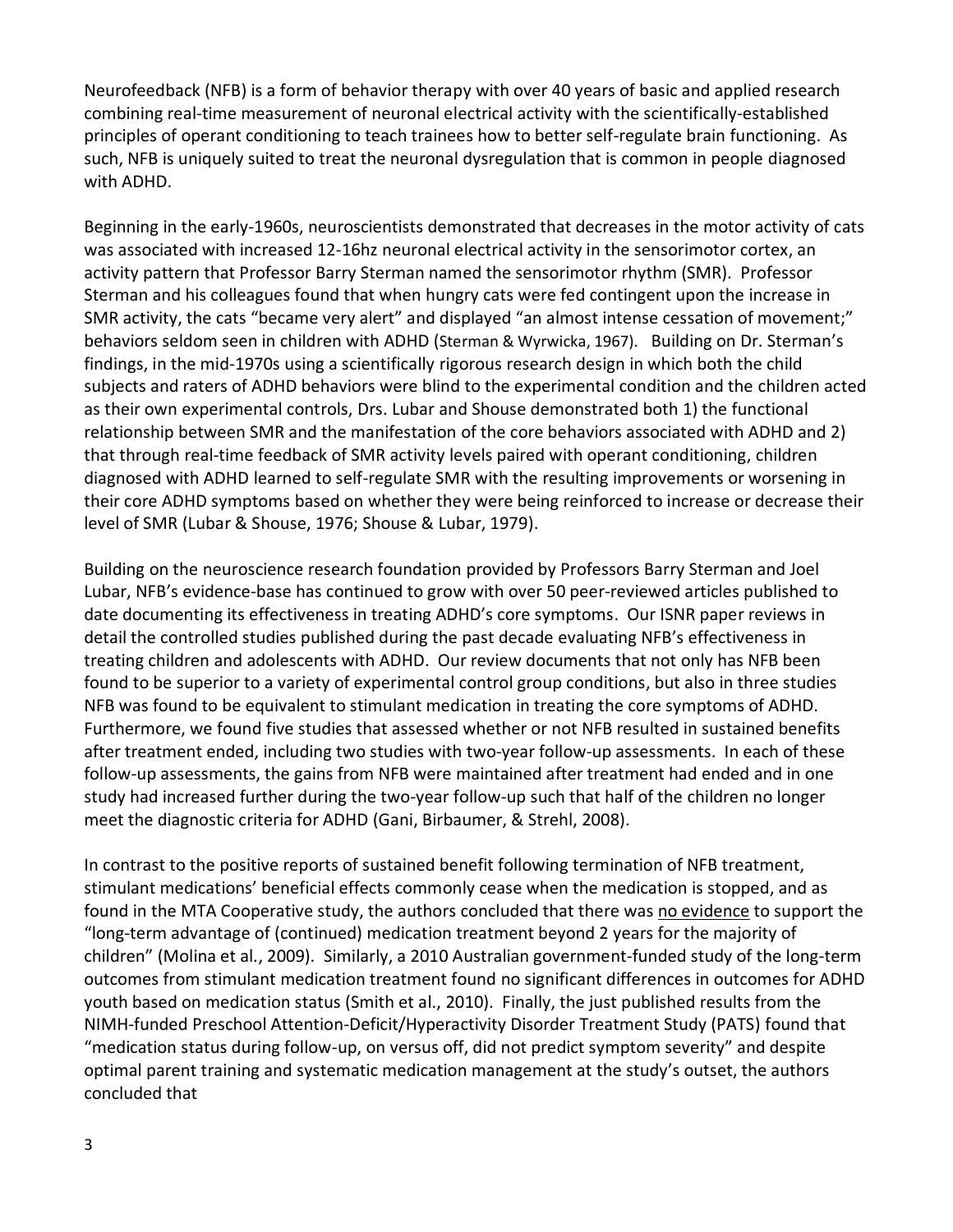Neurofeedback (NFB) is a form of behavior therapy with over 40 years of basic and applied research combining real-time measurement of neuronal electrical activity with the scientifically-established principles of operant conditioning to teach trainees how to better self-regulate brain functioning. As such, NFB is uniquely suited to treat the neuronal dysregulation that is common in people diagnosed with ADHD.

Beginning in the early-1960s, neuroscientists demonstrated that decreases in the motor activity of cats was associated with increased 12-16hz neuronal electrical activity in the sensorimotor cortex, an activity pattern that Professor Barry Sterman named the sensorimotor rhythm (SMR). Professor Sterman and his colleagues found that when hungry cats were fed contingent upon the increase in SMR activity, the cats "became very alert" and displayed "an almost intense cessation of movement;" behaviors seldom seen in children with ADHD (Sterman & Wyrwicka, 1967). Building on Dr. Sterman's findings, in the mid-1970s using a scientifically rigorous research design in which both the child subjects and raters of ADHD behaviors were blind to the experimental condition and the children acted as their own experimental controls, Drs. Lubar and Shouse demonstrated both 1) the functional relationship between SMR and the manifestation of the core behaviors associated with ADHD and 2) that through real-time feedback of SMR activity levels paired with operant conditioning, children diagnosed with ADHD learned to self-regulate SMR with the resulting improvements or worsening in their core ADHD symptoms based on whether they were being reinforced to increase or decrease their level of SMR (Lubar & Shouse, 1976; Shouse & Lubar, 1979).

Building on the neuroscience research foundation provided by Professors Barry Sterman and Joel Lubar, NFB's evidence-base has continued to grow with over 50 peer-reviewed articles published to date documenting its effectiveness in treating ADHD's core symptoms. Our ISNR paper reviews in detail the controlled studies published during the past decade evaluating NFB's effectiveness in treating children and adolescents with ADHD. Our review documents that not only has NFB been found to be superior to a variety of experimental control group conditions, but also in three studies NFB was found to be equivalent to stimulant medication in treating the core symptoms of ADHD. Furthermore, we found five studies that assessed whether or not NFB resulted in sustained benefits after treatment ended, including two studies with two-year follow-up assessments. In each of these follow-up assessments, the gains from NFB were maintained after treatment had ended and in one study had increased further during the two-year follow-up such that half of the children no longer meet the diagnostic criteria for ADHD (Gani, Birbaumer, & Strehl, 2008).

In contrast to the positive reports of sustained benefit following termination of NFB treatment, stimulant medications' beneficial effects commonly cease when the medication is stopped, and as found in the MTA Cooperative study, the authors concluded that there was <u>no evidence</u> to support the "long-term advantage of (continued) medication treatment beyond 2 years for the majority of children" (Molina et al., 2009). Similarly, a 2010 Australian government-funded study of the long-term outcomes from stimulant medication treatment found no significant differences in outcomes for ADHD youth based on medication status (Smith et al., 2010). Finally, the just published results from the NIMH-funded Preschool Attention-Deficit/Hyperactivity Disorder Treatment Study (PATS) found that "medication status during follow-up, on versus off, did not predict symptom severity" and despite optimal parent training and systematic medication management at the study's outset, the authors concluded that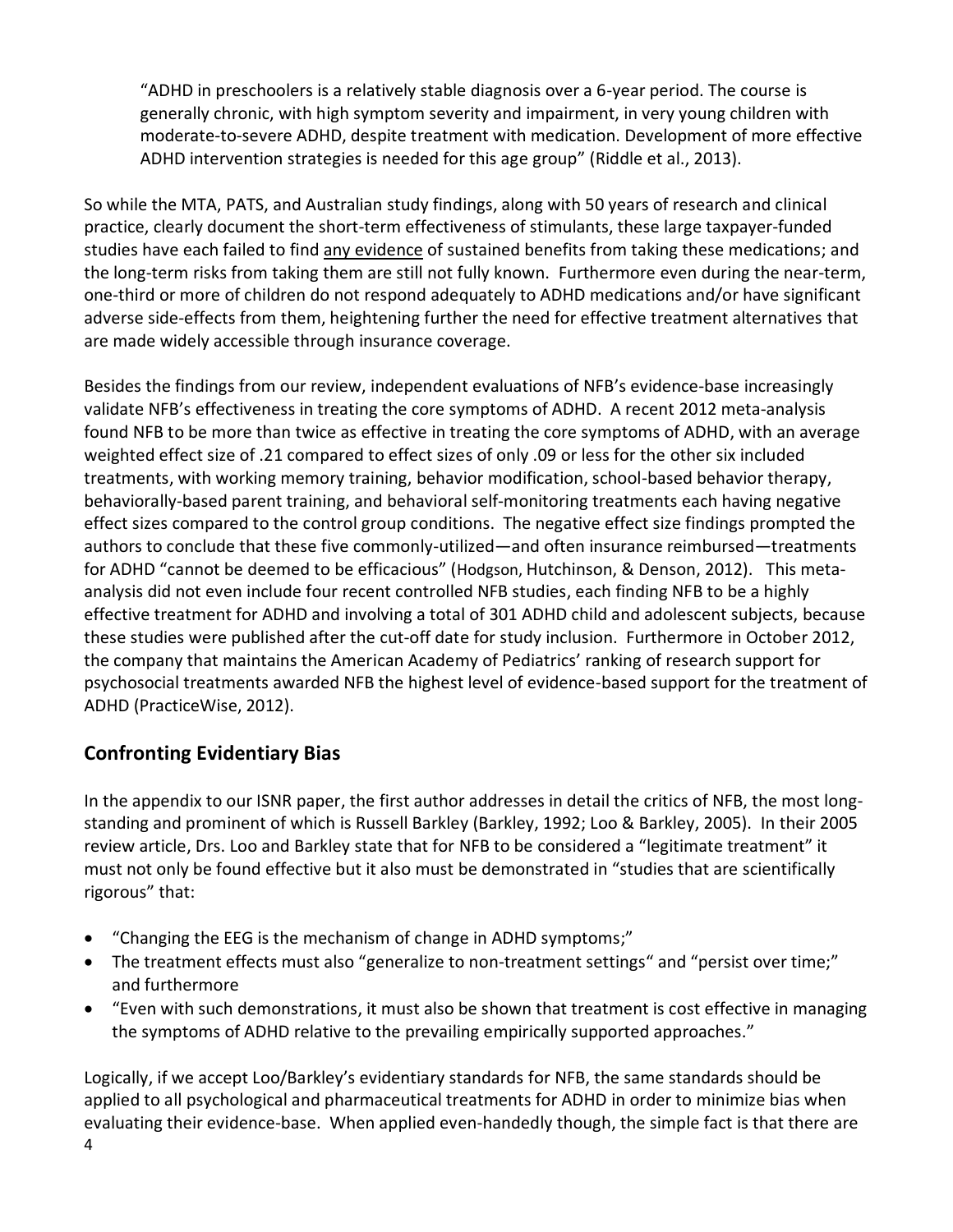> "ADHD in preschoolers is a relatively stable diagnosis over a 6-year period. The course is generally chronic, with high symptom severity and impairment, in very young children with moderate-to-severe ADHD, despite treatment with medication. Development of more effective ADHD intervention strategies is needed for this age group" (Riddle et al., 2013).

So while the MTA, PATS, and Australian study findings, along with 50 years of research and clinical practice, clearly document the short-term effectiveness of stimulants, these large taxpayer-funded studies have each failed to find any evidence of sustained benefits from taking these medications; and the long-term risks from taking them are still not fully known. Furthermore even during the near-term, one-third or more of children do not respond adequately to ADHD medications and/or have significant adverse side-effects from them, heightening further the need for effective treatment alternatives that are made widely accessible through insurance coverage.

Besides the findings from our review, independent evaluations of NFB's evidence-base increasingly validate NFB's effectiveness in treating the core symptoms of ADHD. A recent 2012 meta-analysis found NFB to be more than twice as effective in treating the core symptoms of ADHD, with an average weighted effect size of .21 compared to effect sizes of only .09 or less for the other six included treatments, with working memory training, behavior modification, school-based behavior therapy, behaviorally-based parent training, and behavioral self-monitoring treatments each having negative effect sizes compared to the control group conditions. The negative effect size findings prompted the authors to conclude that these five commonly-utilized—and often insurance reimbursed—treatments for ADHD "cannot be deemed to be efficacious" (Hodgson, Hutchinson, & Denson, 2012). This meta-analysis did not even include four recent controlled NFB studies, each finding NFB to be a highly effective treatment for ADHD and involving a total of 301 ADHD child and adolescent subjects, because these studies were published after the cut-off date for study inclusion. Furthermore in October 2012, the company that maintains the American Academy of Pediatrics' ranking of research support for psychosocial treatments awarded NFB the highest level of evidence-based support for the treatment of ADHD (PracticeWise, 2012).

## Confronting Evidentiary Bias

In the appendix to our ISNR paper, the first author addresses in detail the critics of NFB, the most long-standing and prominent of which is Russell Barkley (Barkley, 1992; Loo & Barkley, 2005). In their 2005 review article, Drs. Loo and Barkley state that for NFB to be considered a "legitimate treatment" it must not only be found effective but it also must be demonstrated in "studies that are scientifically rigorous" that:

- "Changing the EEG is the mechanism of change in ADHD symptoms;"
- The treatment effects must also "generalize to non-treatment settings" and "persist over time;" and furthermore
- "Even with such demonstrations, it must also be shown that treatment is cost effective in managing the symptoms of ADHD relative to the prevailing empirically supported approaches."

Logically, if we accept Loo/Barkley's evidentiary standards for NFB, the same standards should be applied to all psychological and pharmaceutical treatments for ADHD in order to minimize bias when evaluating their evidence-base. When applied even-handedly though, the simple fact is that there are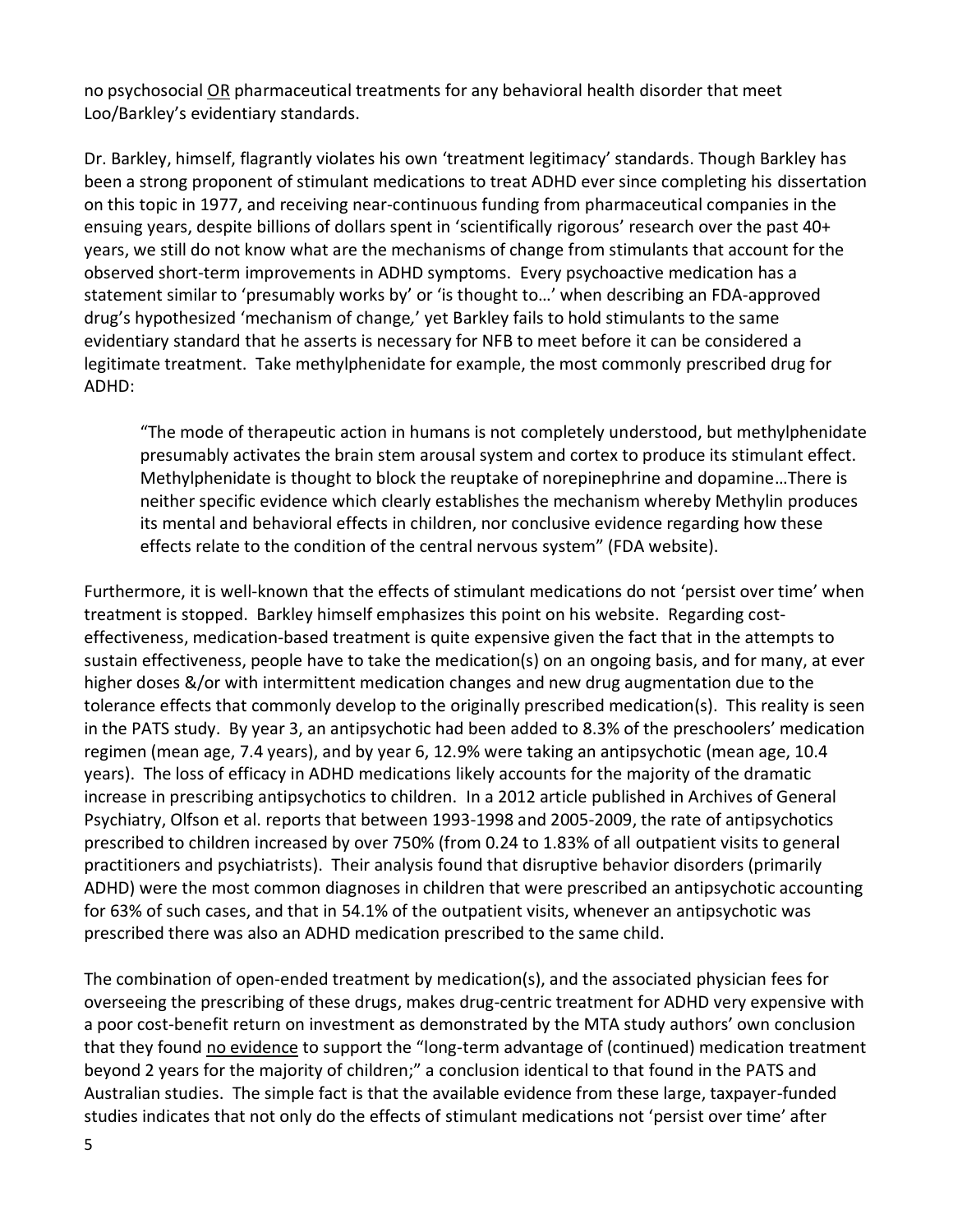no psychosocial <u>OR</u> pharmaceutical treatments for any behavioral health disorder that meet Loo/Barkley's evidentiary standards.

Dr. Barkley, himself, flagrantly violates his own 'treatment legitimacy' standards. Though Barkley has been a strong proponent of stimulant medications to treat ADHD ever since completing his dissertation on this topic in 1977, and receiving near-continuous funding from pharmaceutical companies in the ensuing years, despite billions of dollars spent in 'scientifically rigorous' research over the past 40+ years, we still do not know what are the mechanisms of change from stimulants that account for the observed short-term improvements in ADHD symptoms. Every psychoactive medication has a statement similar to 'presumably works by' or 'is thought to…' when describing an FDA-approved drug's hypothesized 'mechanism of change,' yet Barkley fails to hold stimulants to the same evidentiary standard that he asserts is necessary for NFB to meet before it can be considered a legitimate treatment. Take methylphenidate for example, the most commonly prescribed drug for ADHD:

> "The mode of therapeutic action in humans is not completely understood, but methylphenidate presumably activates the brain stem arousal system and cortex to produce its stimulant effect. Methylphenidate is thought to block the reuptake of norepinephrine and dopamine…There is neither specific evidence which clearly establishes the mechanism whereby Methylin produces its mental and behavioral effects in children, nor conclusive evidence regarding how these effects relate to the condition of the central nervous system" (FDA website).

Furthermore, it is well-known that the effects of stimulant medications do not 'persist over time' when treatment is stopped. Barkley himself emphasizes this point on his website. Regarding cost-effectiveness, medication-based treatment is quite expensive given the fact that in the attempts to sustain effectiveness, people have to take the medication(s) on an ongoing basis, and for many, at ever higher doses &/or with intermittent medication changes and new drug augmentation due to the tolerance effects that commonly develop to the originally prescribed medication(s). This reality is seen in the PATS study. By year 3, an antipsychotic had been added to 8.3% of the preschoolers' medication regimen (mean age, 7.4 years), and by year 6, 12.9% were taking an antipsychotic (mean age, 10.4 years). The loss of efficacy in ADHD medications likely accounts for the majority of the dramatic increase in prescribing antipsychotics to children. In a 2012 article published in Archives of General Psychiatry, Olfson et al. reports that between 1993-1998 and 2005-2009, the rate of antipsychotics prescribed to children increased by over 750% (from 0.24 to 1.83% of all outpatient visits to general practitioners and psychiatrists). Their analysis found that disruptive behavior disorders (primarily ADHD) were the most common diagnoses in children that were prescribed an antipsychotic accounting for 63% of such cases, and that in 54.1% of the outpatient visits, whenever an antipsychotic was prescribed there was also an ADHD medication prescribed to the same child.

The combination of open-ended treatment by medication(s), and the associated physician fees for overseeing the prescribing of these drugs, makes drug-centric treatment for ADHD very expensive with a poor cost-benefit return on investment as demonstrated by the MTA study authors' own conclusion that they found <u>no evidence</u> to support the "long-term advantage of (continued) medication treatment beyond 2 years for the majority of children;" a conclusion identical to that found in the PATS and Australian studies. The simple fact is that the available evidence from these large, taxpayer-funded studies indicates that not only do the effects of stimulant medications not 'persist over time' after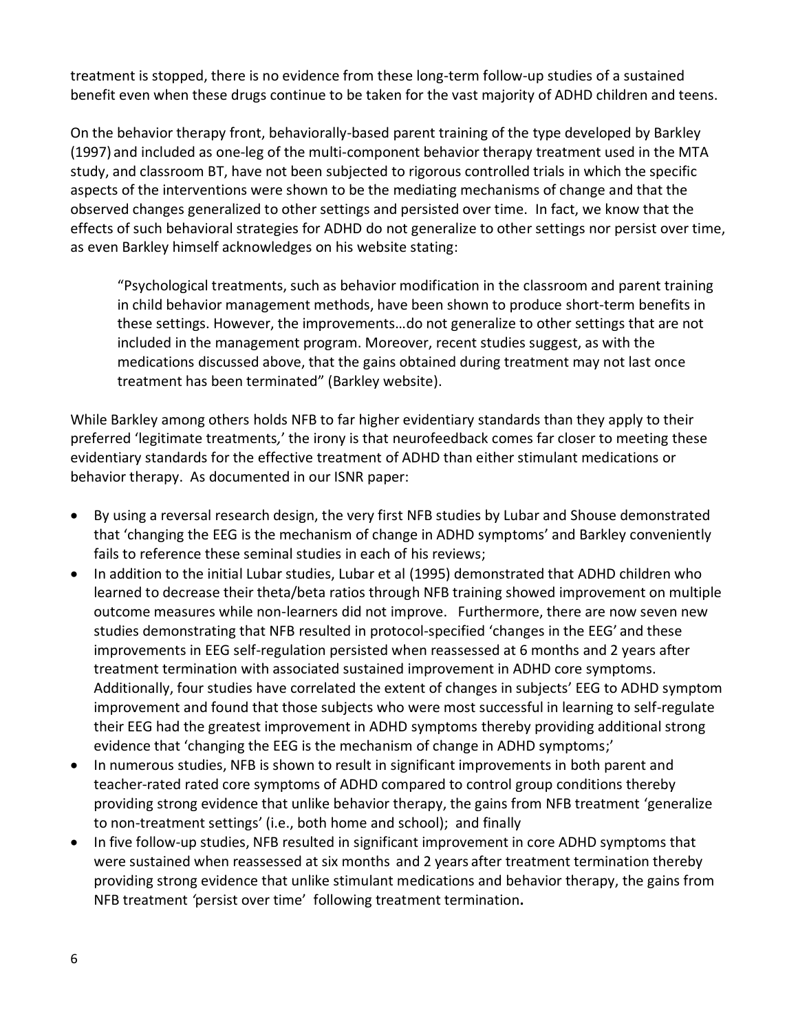treatment is stopped, there is no evidence from these long-term follow-up studies of a sustained benefit even when these drugs continue to be taken for the vast majority of ADHD children and teens.

On the behavior therapy front, behaviorally-based parent training of the type developed by Barkley (1997) and included as one-leg of the multi-component behavior therapy treatment used in the MTA study, and classroom BT, have not been subjected to rigorous controlled trials in which the specific aspects of the interventions were shown to be the mediating mechanisms of change and that the observed changes generalized to other settings and persisted over time. In fact, we know that the effects of such behavioral strategies for ADHD do not generalize to other settings nor persist over time, as even Barkley himself acknowledges on his website stating:

> "Psychological treatments, such as behavior modification in the classroom and parent training in child behavior management methods, have been shown to produce short-term benefits in these settings. However, the improvements…do not generalize to other settings that are not included in the management program. Moreover, recent studies suggest, as with the medications discussed above, that the gains obtained during treatment may not last once treatment has been terminated" (Barkley website).

While Barkley among others holds NFB to far higher evidentiary standards than they apply to their preferred 'legitimate treatments,' the irony is that neurofeedback comes far closer to meeting these evidentiary standards for the effective treatment of ADHD than either stimulant medications or behavior therapy. As documented in our ISNR paper:

- By using a reversal research design, the very first NFB studies by Lubar and Shouse demonstrated that 'changing the EEG is the mechanism of change in ADHD symptoms' and Barkley conveniently fails to reference these seminal studies in each of his reviews;
- In addition to the initial Lubar studies, Lubar et al (1995) demonstrated that ADHD children who learned to decrease their theta/beta ratios through NFB training showed improvement on multiple outcome measures while non-learners did not improve. Furthermore, there are now seven new studies demonstrating that NFB resulted in protocol-specified 'changes in the EEG' and these improvements in EEG self-regulation persisted when reassessed at 6 months and 2 years after treatment termination with associated sustained improvement in ADHD core symptoms. Additionally, four studies have correlated the extent of changes in subjects' EEG to ADHD symptom improvement and found that those subjects who were most successful in learning to self-regulate their EEG had the greatest improvement in ADHD symptoms thereby providing additional strong evidence that 'changing the EEG is the mechanism of change in ADHD symptoms;'
- In numerous studies, NFB is shown to result in significant improvements in both parent and teacher-rated rated core symptoms of ADHD compared to control group conditions thereby providing strong evidence that unlike behavior therapy, the gains from NFB treatment 'generalize to non-treatment settings' (i.e., both home and school); and finally
- In five follow-up studies, NFB resulted in significant improvement in core ADHD symptoms that were sustained when reassessed at six months and 2 years after treatment termination thereby providing strong evidence that unlike stimulant medications and behavior therapy, the gains from NFB treatment 'persist over time' following treatment termination**.**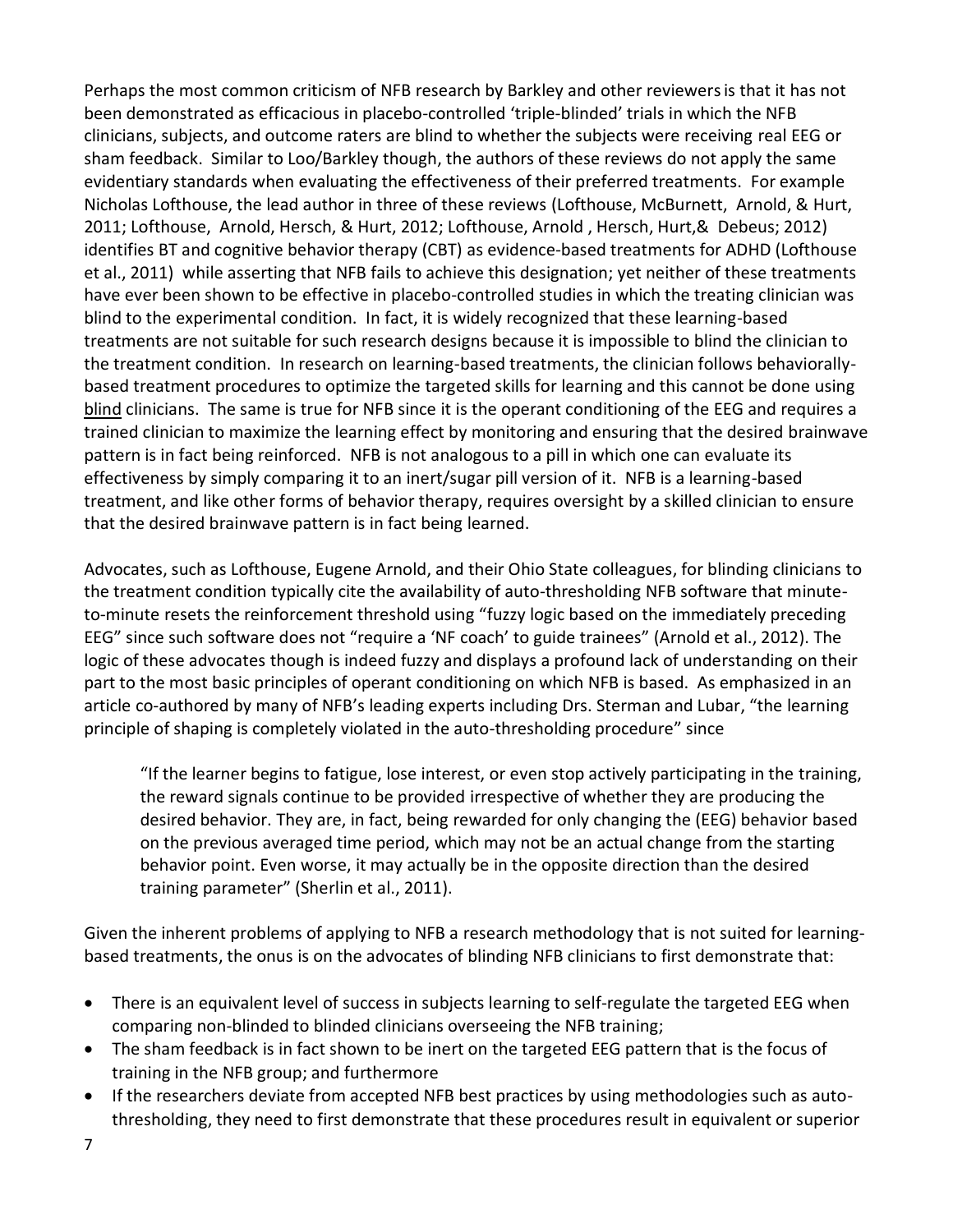Perhaps the most common criticism of NFB research by Barkley and other reviewers is that it has not been demonstrated as efficacious in placebo-controlled 'triple-blinded' trials in which the NFB clinicians, subjects, and outcome raters are blind to whether the subjects were receiving real EEG or sham feedback. Similar to Loo/Barkley though, the authors of these reviews do not apply the same evidentiary standards when evaluating the effectiveness of their preferred treatments. For example Nicholas Lofthouse, the lead author in three of these reviews (Lofthouse, McBurnett, Arnold, & Hurt, 2011; Lofthouse, Arnold, Hersch, & Hurt, 2012; Lofthouse, Arnold , Hersch, Hurt,& Debeus; 2012) identifies BT and cognitive behavior therapy (CBT) as evidence-based treatments for ADHD (Lofthouse et al., 2011) while asserting that NFB fails to achieve this designation; yet neither of these treatments have ever been shown to be effective in placebo-controlled studies in which the treating clinician was blind to the experimental condition. In fact, it is widely recognized that these learning-based treatments are not suitable for such research designs because it is impossible to blind the clinician to the treatment condition. In research on learning-based treatments, the clinician follows behaviorally-based treatment procedures to optimize the targeted skills for learning and this cannot be done using <u>blind</u> clinicians. The same is true for NFB since it is the operant conditioning of the EEG and requires a trained clinician to maximize the learning effect by monitoring and ensuring that the desired brainwave pattern is in fact being reinforced. NFB is not analogous to a pill in which one can evaluate its effectiveness by simply comparing it to an inert/sugar pill version of it. NFB is a learning-based treatment, and like other forms of behavior therapy, requires oversight by a skilled clinician to ensure that the desired brainwave pattern is in fact being learned.

Advocates, such as Lofthouse, Eugene Arnold, and their Ohio State colleagues, for blinding clinicians to the treatment condition typically cite the availability of auto-thresholding NFB software that minute-to-minute resets the reinforcement threshold using "fuzzy logic based on the immediately preceding EEG" since such software does not "require a 'NF coach' to guide trainees" (Arnold et al., 2012). The logic of these advocates though is indeed fuzzy and displays a profound lack of understanding on their part to the most basic principles of operant conditioning on which NFB is based. As emphasized in an article co-authored by many of NFB's leading experts including Drs. Sterman and Lubar, "the learning principle of shaping is completely violated in the auto-thresholding procedure" since

> "If the learner begins to fatigue, lose interest, or even stop actively participating in the training, the reward signals continue to be provided irrespective of whether they are producing the desired behavior. They are, in fact, being rewarded for only changing the (EEG) behavior based on the previous averaged time period, which may not be an actual change from the starting behavior point. Even worse, it may actually be in the opposite direction than the desired training parameter" (Sherlin et al., 2011).

Given the inherent problems of applying to NFB a research methodology that is not suited for learning-based treatments, the onus is on the advocates of blinding NFB clinicians to first demonstrate that:

- There is an equivalent level of success in subjects learning to self-regulate the targeted EEG when comparing non-blinded to blinded clinicians overseeing the NFB training;
- The sham feedback is in fact shown to be inert on the targeted EEG pattern that is the focus of training in the NFB group; and furthermore
- If the researchers deviate from accepted NFB best practices by using methodologies such as auto-thresholding, they need to first demonstrate that these procedures result in equivalent or superior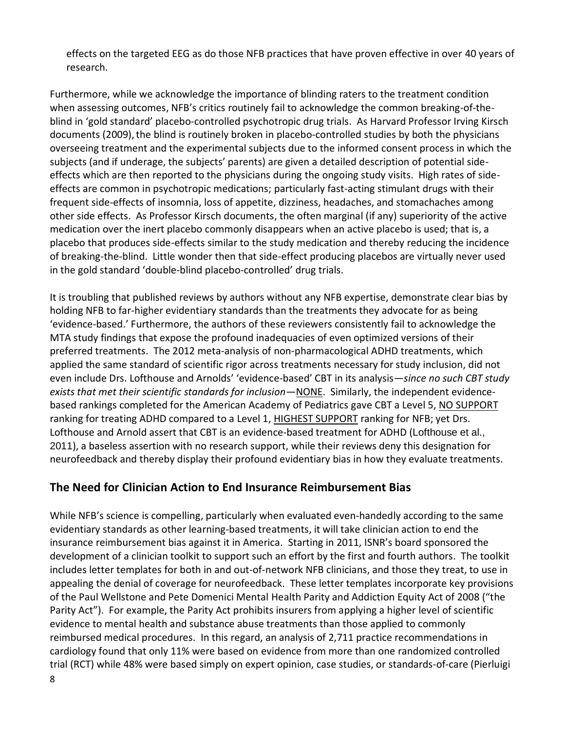effects on the targeted EEG as do those NFB practices that have proven effective in over 40 years of research.

Furthermore, while we acknowledge the importance of blinding raters to the treatment condition when assessing outcomes, NFB's critics routinely fail to acknowledge the common breaking-of-the-blind in 'gold standard' placebo-controlled psychotropic drug trials. As Harvard Professor Irving Kirsch documents (2009), the blind is routinely broken in placebo-controlled studies by both the physicians overseeing treatment and the experimental subjects due to the informed consent process in which the subjects (and if underage, the subjects' parents) are given a detailed description of potential side-effects which are then reported to the physicians during the ongoing study visits. High rates of side-effects are common in psychotropic medications; particularly fast-acting stimulant drugs with their frequent side-effects of insomnia, loss of appetite, dizziness, headaches, and stomachaches among other side effects. As Professor Kirsch documents, the often marginal (if any) superiority of the active medication over the inert placebo commonly disappears when an active placebo is used; that is, a placebo that produces side-effects similar to the study medication and thereby reducing the incidence of breaking-the-blind. Little wonder then that side-effect producing placebos are virtually never used in the gold standard 'double-blind placebo-controlled' drug trials.

It is troubling that published reviews by authors without any NFB expertise, demonstrate clear bias by holding NFB to far-higher evidentiary standards than the treatments they advocate for as being 'evidence-based.' Furthermore, the authors of these reviewers consistently fail to acknowledge the MTA study findings that expose the profound inadequacies of even optimized versions of their preferred treatments. The 2012 meta-analysis of non-pharmacological ADHD treatments, which applied the same standard of scientific rigor across treatments necessary for study inclusion, did not even include Drs. Lofthouse and Arnolds' 'evidence-based' CBT in its analysis—*since no such CBT study exists that met their scientific standards for inclusion*—NONE. Similarly, the independent evidence-based rankings completed for the American Academy of Pediatrics gave CBT a Level 5, NO SUPPORT ranking for treating ADHD compared to a Level 1, HIGHEST SUPPORT ranking for NFB; yet Drs. Lofthouse and Arnold assert that CBT is an evidence-based treatment for ADHD (Lofthouse et al., 2011), a baseless assertion with no research support, while their reviews deny this designation for neurofeedback and thereby display their profound evidentiary bias in how they evaluate treatments.

## The Need for Clinician Action to End Insurance Reimbursement Bias

While NFB's science is compelling, particularly when evaluated even-handedly according to the same evidentiary standards as other learning-based treatments, it will take clinician action to end the insurance reimbursement bias against it in America. Starting in 2011, ISNR's board sponsored the development of a clinician toolkit to support such an effort by the first and fourth authors. The toolkit includes letter templates for both in and out-of-network NFB clinicians, and those they treat, to use in appealing the denial of coverage for neurofeedback. These letter templates incorporate key provisions of the Paul Wellstone and Pete Domenici Mental Health Parity and Addiction Equity Act of 2008 ("the Parity Act"). For example, the Parity Act prohibits insurers from applying a higher level of scientific evidence to mental health and substance abuse treatments than those applied to commonly reimbursed medical procedures. In this regard, an analysis of 2,711 practice recommendations in cardiology found that only 11% were based on evidence from more than one randomized controlled trial (RCT) while 48% were based simply on expert opinion, case studies, or standards-of-care (Pierluigi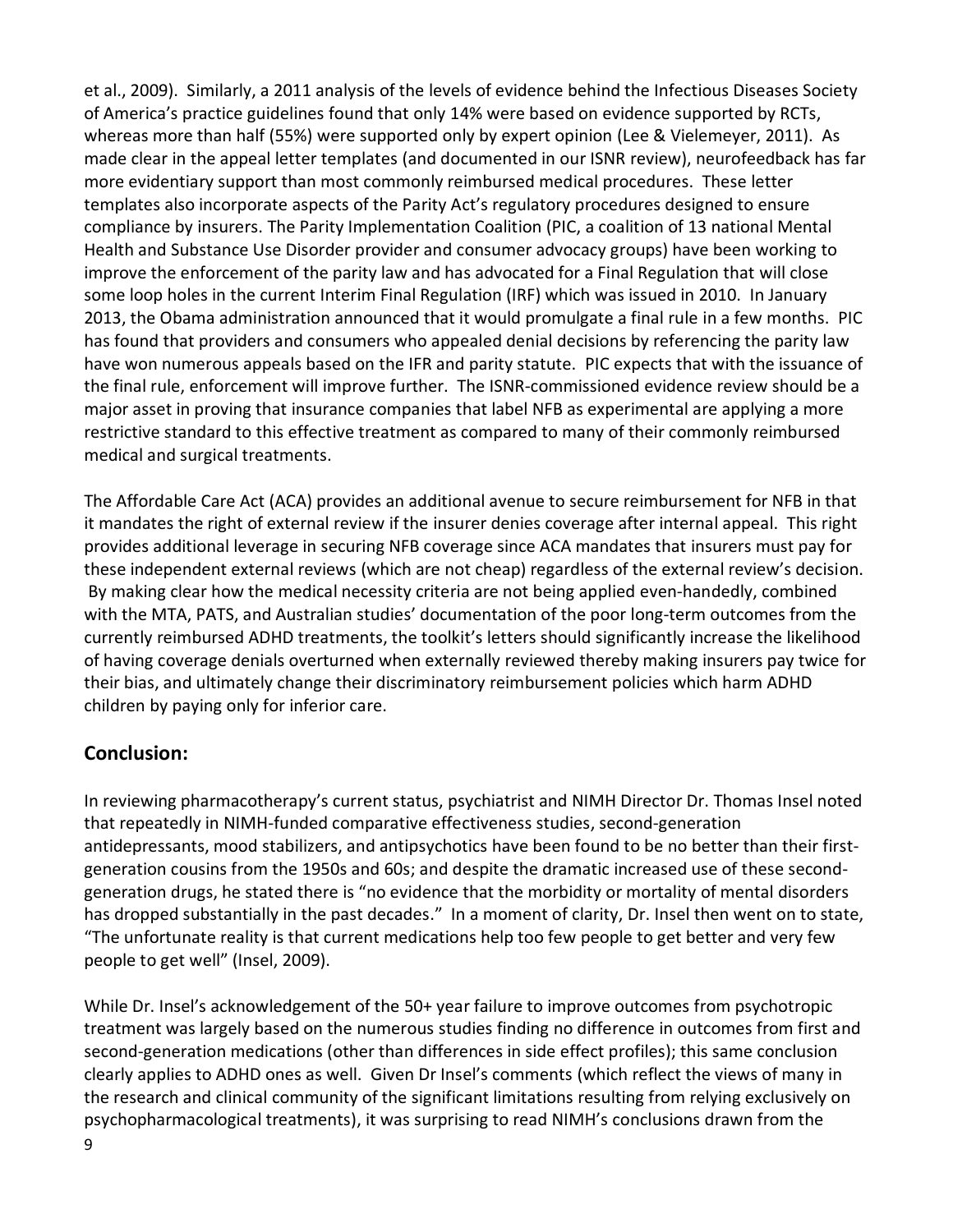et al., 2009). Similarly, a 2011 analysis of the levels of evidence behind the Infectious Diseases Society of America's practice guidelines found that only 14% were based on evidence supported by RCTs, whereas more than half (55%) were supported only by expert opinion (Lee & Vielemeyer, 2011). As made clear in the appeal letter templates (and documented in our ISNR review), neurofeedback has far more evidentiary support than most commonly reimbursed medical procedures. These letter templates also incorporate aspects of the Parity Act's regulatory procedures designed to ensure compliance by insurers. The Parity Implementation Coalition (PIC, a coalition of 13 national Mental Health and Substance Use Disorder provider and consumer advocacy groups) have been working to improve the enforcement of the parity law and has advocated for a Final Regulation that will close some loop holes in the current Interim Final Regulation (IRF) which was issued in 2010. In January 2013, the Obama administration announced that it would promulgate a final rule in a few months. PIC has found that providers and consumers who appealed denial decisions by referencing the parity law have won numerous appeals based on the IFR and parity statute. PIC expects that with the issuance of the final rule, enforcement will improve further. The ISNR-commissioned evidence review should be a major asset in proving that insurance companies that label NFB as experimental are applying a more restrictive standard to this effective treatment as compared to many of their commonly reimbursed medical and surgical treatments.

The Affordable Care Act (ACA) provides an additional avenue to secure reimbursement for NFB in that it mandates the right of external review if the insurer denies coverage after internal appeal. This right provides additional leverage in securing NFB coverage since ACA mandates that insurers must pay for these independent external reviews (which are not cheap) regardless of the external review's decision. By making clear how the medical necessity criteria are not being applied even-handedly, combined with the MTA, PATS, and Australian studies' documentation of the poor long-term outcomes from the currently reimbursed ADHD treatments, the toolkit's letters should significantly increase the likelihood of having coverage denials overturned when externally reviewed thereby making insurers pay twice for their bias, and ultimately change their discriminatory reimbursement policies which harm ADHD children by paying only for inferior care.

## Conclusion:

In reviewing pharmacotherapy's current status, psychiatrist and NIMH Director Dr. Thomas Insel noted that repeatedly in NIMH-funded comparative effectiveness studies, second-generation antidepressants, mood stabilizers, and antipsychotics have been found to be no better than their first-generation cousins from the 1950s and 60s; and despite the dramatic increased use of these second-generation drugs, he stated there is "no evidence that the morbidity or mortality of mental disorders has dropped substantially in the past decades." In a moment of clarity, Dr. Insel then went on to state, "The unfortunate reality is that current medications help too few people to get better and very few people to get well" (Insel, 2009).

While Dr. Insel's acknowledgement of the 50+ year failure to improve outcomes from psychotropic treatment was largely based on the numerous studies finding no difference in outcomes from first and second-generation medications (other than differences in side effect profiles); this same conclusion clearly applies to ADHD ones as well. Given Dr Insel's comments (which reflect the views of many in the research and clinical community of the significant limitations resulting from relying exclusively on psychopharmacological treatments), it was surprising to read NIMH's conclusions drawn from the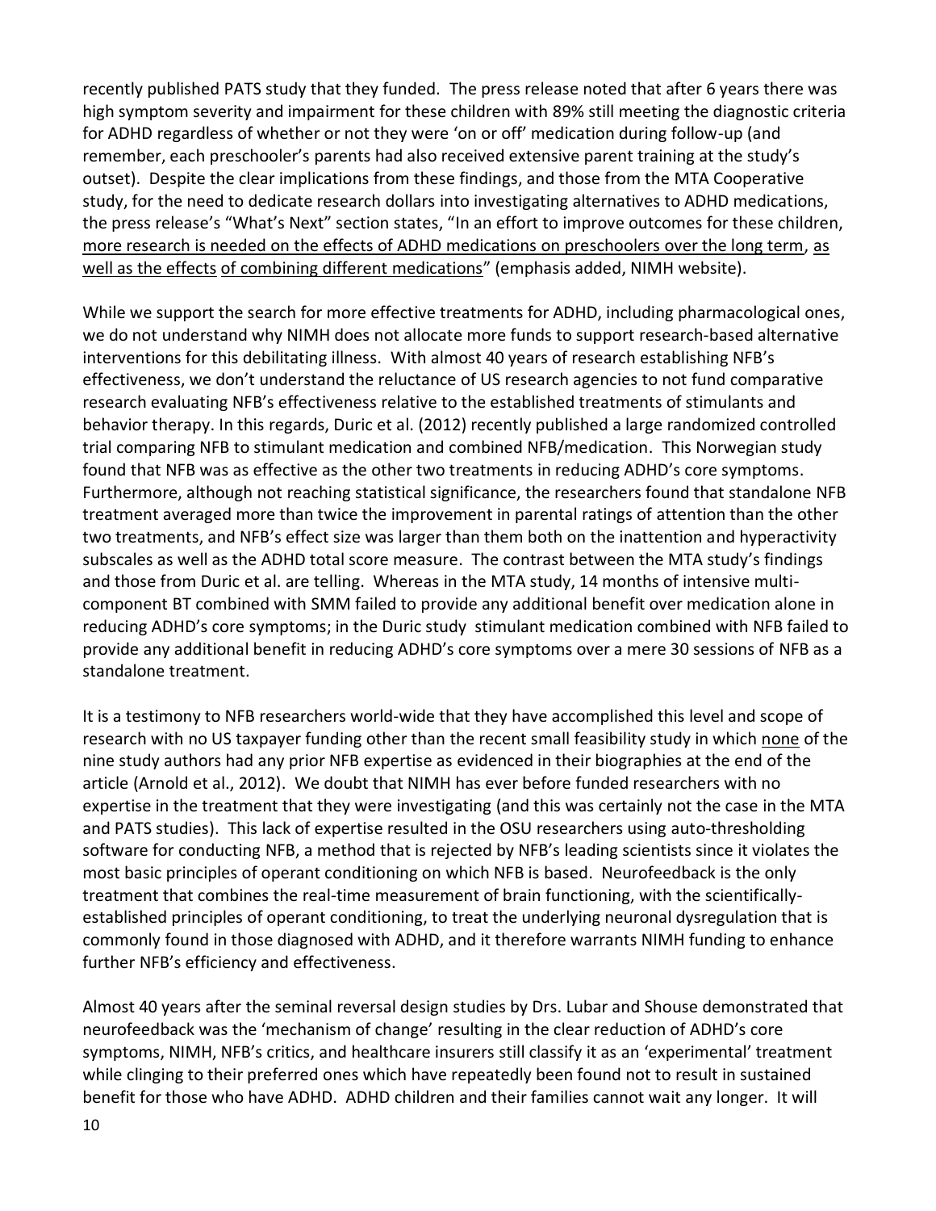recently published PATS study that they funded. The press release noted that after 6 years there was high symptom severity and impairment for these children with 89% still meeting the diagnostic criteria for ADHD regardless of whether or not they were 'on or off' medication during follow-up (and remember, each preschooler's parents had also received extensive parent training at the study's outset). Despite the clear implications from these findings, and those from the MTA Cooperative study, for the need to dedicate research dollars into investigating alternatives to ADHD medications, the press release's "What's Next" section states, "In an effort to improve outcomes for these children, <u>more research is needed on the effects of ADHD medications on preschoolers over the long term</u>, <u>as well as the effects of combining different medications</u>" (emphasis added, NIMH website).

While we support the search for more effective treatments for ADHD, including pharmacological ones, we do not understand why NIMH does not allocate more funds to support research-based alternative interventions for this debilitating illness. With almost 40 years of research establishing NFB's effectiveness, we don't understand the reluctance of US research agencies to not fund comparative research evaluating NFB's effectiveness relative to the established treatments of stimulants and behavior therapy. In this regards, Duric et al. (2012) recently published a large randomized controlled trial comparing NFB to stimulant medication and combined NFB/medication. This Norwegian study found that NFB was as effective as the other two treatments in reducing ADHD's core symptoms. Furthermore, although not reaching statistical significance, the researchers found that standalone NFB treatment averaged more than twice the improvement in parental ratings of attention than the other two treatments, and NFB's effect size was larger than them both on the inattention and hyperactivity subscales as well as the ADHD total score measure. The contrast between the MTA study's findings and those from Duric et al. are telling. Whereas in the MTA study, 14 months of intensive multi-component BT combined with SMM failed to provide any additional benefit over medication alone in reducing ADHD's core symptoms; in the Duric study stimulant medication combined with NFB failed to provide any additional benefit in reducing ADHD's core symptoms over a mere 30 sessions of NFB as a standalone treatment.

It is a testimony to NFB researchers world-wide that they have accomplished this level and scope of research with no US taxpayer funding other than the recent small feasibility study in which <u>none</u> of the nine study authors had any prior NFB expertise as evidenced in their biographies at the end of the article (Arnold et al., 2012). We doubt that NIMH has ever before funded researchers with no expertise in the treatment that they were investigating (and this was certainly not the case in the MTA and PATS studies). This lack of expertise resulted in the OSU researchers using auto-thresholding software for conducting NFB, a method that is rejected by NFB's leading scientists since it violates the most basic principles of operant conditioning on which NFB is based. Neurofeedback is the only treatment that combines the real-time measurement of brain functioning, with the scientifically-established principles of operant conditioning, to treat the underlying neuronal dysregulation that is commonly found in those diagnosed with ADHD, and it therefore warrants NIMH funding to enhance further NFB's efficiency and effectiveness.

Almost 40 years after the seminal reversal design studies by Drs. Lubar and Shouse demonstrated that neurofeedback was the 'mechanism of change' resulting in the clear reduction of ADHD's core symptoms, NIMH, NFB's critics, and healthcare insurers still classify it as an 'experimental' treatment while clinging to their preferred ones which have repeatedly been found not to result in sustained benefit for those who have ADHD. ADHD children and their families cannot wait any longer. It will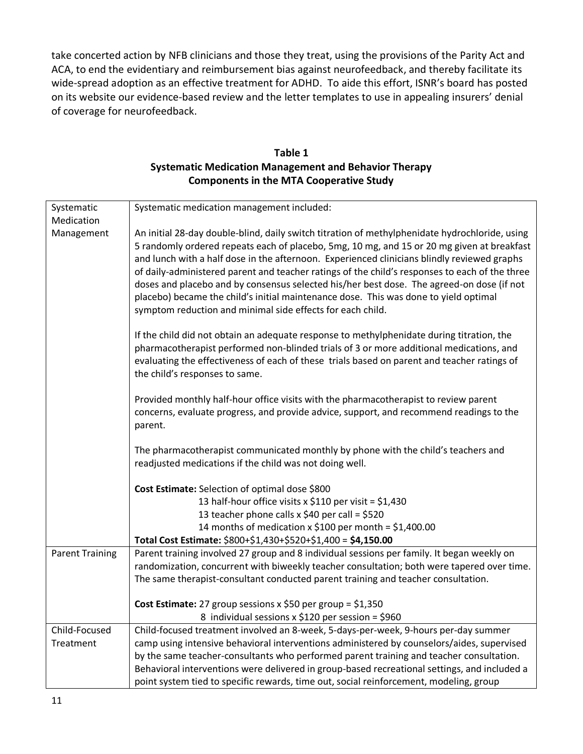take concerted action by NFB clinicians and those they treat, using the provisions of the Parity Act and ACA, to end the evidentiary and reimbursement bias against neurofeedback, and thereby facilitate its wide-spread adoption as an effective treatment for ADHD. To aide this effort, ISNR's board has posted on its website our evidence-based review and the letter templates to use in appealing insurers' denial of coverage for neurofeedback.

**Table 1**
**Systematic Medication Management and Behavior Therapy Components in the MTA Cooperative Study**

| | |
|---|---|
| Systematic Medication Management | Systematic medication management included:<br><br>An initial 28-day double-blind, daily switch titration of methylphenidate hydrochloride, using 5 randomly ordered repeats each of placebo, 5mg, 10 mg, and 15 or 20 mg given at breakfast and lunch with a half dose in the afternoon. Experienced clinicians blindly reviewed graphs of daily-administered parent and teacher ratings of the child's responses to each of the three doses and placebo and by consensus selected his/her best dose. The agreed-on dose (if not placebo) became the child's initial maintenance dose. This was done to yield optimal symptom reduction and minimal side effects for each child.<br><br>If the child did not obtain an adequate response to methylphenidate during titration, the pharmacotherapist performed non-blinded trials of 3 or more additional medications, and evaluating the effectiveness of each of these trials based on parent and teacher ratings of the child's responses to same.<br><br>Provided monthly half-hour office visits with the pharmacotherapist to review parent concerns, evaluate progress, and provide advice, support, and recommend readings to the parent.<br><br>The pharmacotherapist communicated monthly by phone with the child's teachers and readjusted medications if the child was not doing well.<br><br>**Cost Estimate:** Selection of optimal dose $800<br>13 half-hour office visits x $110 per visit = $1,430<br>13 teacher phone calls x $40 per call = $520<br>14 months of medication x $100 per month = $1,400.00<br>**Total Cost Estimate:** $800+$1,430+$520+$1,400 = **$4,150.00** |
| Parent Training | Parent training involved 27 group and 8 individual sessions per family. It began weekly on randomization, concurrent with biweekly teacher consultation; both were tapered over time. The same therapist-consultant conducted parent training and teacher consultation.<br><br>**Cost Estimate:** 27 group sessions x $50 per group = $1,350<br>8 individual sessions x $120 per session = $960 |
| Child-Focused Treatment | Child-focused treatment involved an 8-week, 5-days-per-week, 9-hours per-day summer camp using intensive behavioral interventions administered by counselors/aides, supervised by the same teacher-consultants who performed parent training and teacher consultation. Behavioral interventions were delivered in group-based recreational settings, and included a point system tied to specific rewards, time out, social reinforcement, modeling, group |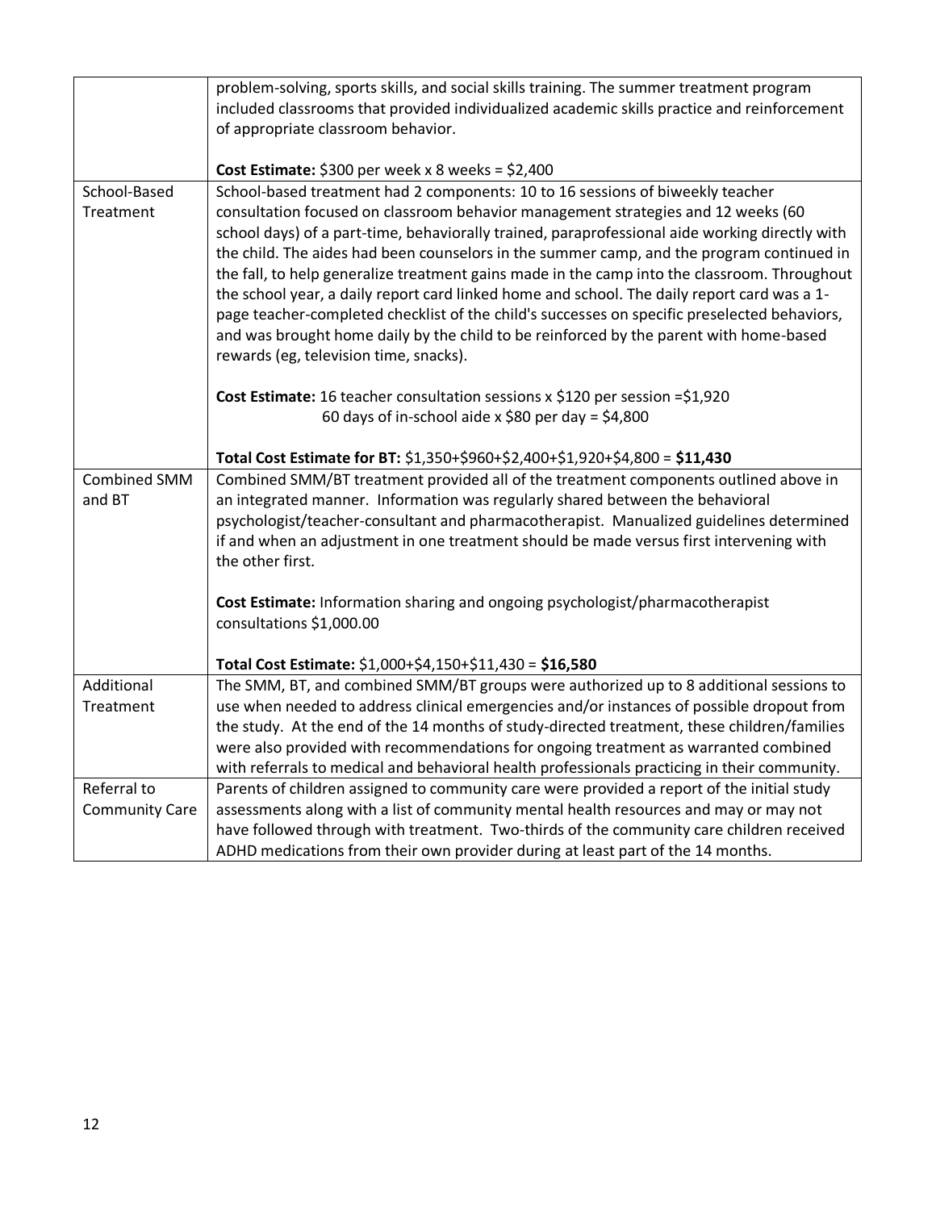| | |
|---|---|
| | problem-solving, sports skills, and social skills training. The summer treatment program included classrooms that provided individualized academic skills practice and reinforcement of appropriate classroom behavior.<br><br>**Cost Estimate:** $300 per week x 8 weeks = $2,400 |
| School-Based Treatment | School-based treatment had 2 components: 10 to 16 sessions of biweekly teacher consultation focused on classroom behavior management strategies and 12 weeks (60 school days) of a part-time, behaviorally trained, paraprofessional aide working directly with the child. The aides had been counselors in the summer camp, and the program continued in the fall, to help generalize treatment gains made in the camp into the classroom. Throughout the school year, a daily report card linked home and school. The daily report card was a 1-page teacher-completed checklist of the child's successes on specific preselected behaviors, and was brought home daily by the child to be reinforced by the parent with home-based rewards (eg, television time, snacks).<br><br>**Cost Estimate:** 16 teacher consultation sessions x $120 per session =$1,920<br>60 days of in-school aide x $80 per day = $4,800<br><br>**Total Cost Estimate for BT:** $1,350+$960+$2,400+$1,920+$4,800 = **$11,430** |
| Combined SMM and BT | Combined SMM/BT treatment provided all of the treatment components outlined above in an integrated manner. Information was regularly shared between the behavioral psychologist/teacher-consultant and pharmacotherapist. Manualized guidelines determined if and when an adjustment in one treatment should be made versus first intervening with the other first.<br><br>**Cost Estimate:** Information sharing and ongoing psychologist/pharmacotherapist consultations $1,000.00<br><br>**Total Cost Estimate:** $1,000+$4,150+$11,430 = **$16,580** |
| Additional Treatment | The SMM, BT, and combined SMM/BT groups were authorized up to 8 additional sessions to use when needed to address clinical emergencies and/or instances of possible dropout from the study. At the end of the 14 months of study-directed treatment, these children/families were also provided with recommendations for ongoing treatment as warranted combined with referrals to medical and behavioral health professionals practicing in their community. |
| Referral to Community Care | Parents of children assigned to community care were provided a report of the initial study assessments along with a list of community mental health resources and may or may not have followed through with treatment. Two-thirds of the community care children received ADHD medications from their own provider during at least part of the 14 months. |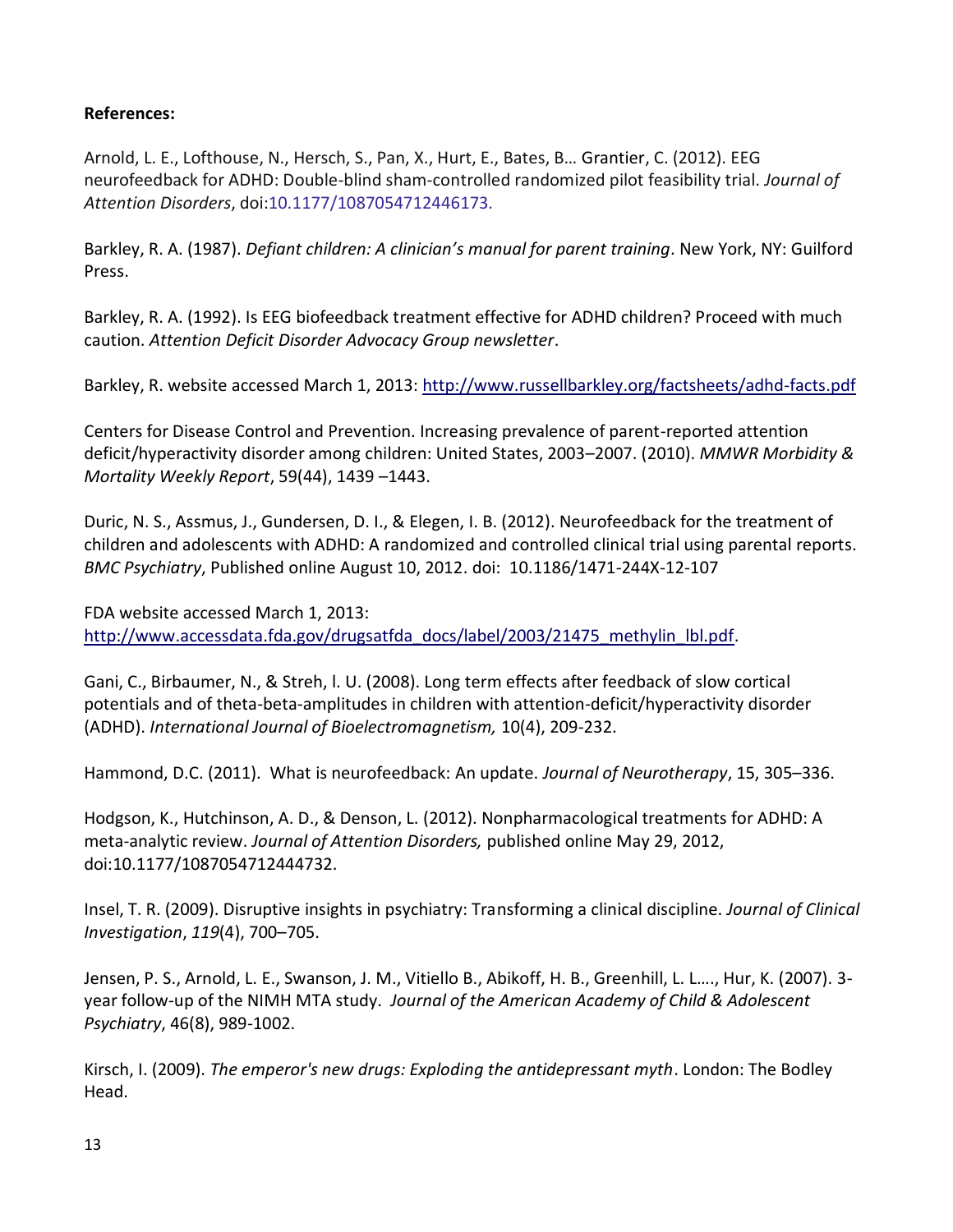**References:**

Arnold, L. E., Lofthouse, N., Hersch, S., Pan, X., Hurt, E., Bates, B… Grantier, C. (2012). EEG neurofeedback for ADHD: Double-blind sham-controlled randomized pilot feasibility trial. *Journal of Attention Disorders*, doi:10.1177/1087054712446173.

Barkley, R. A. (1987). *Defiant children: A clinician's manual for parent training*. New York, NY: Guilford Press.

Barkley, R. A. (1992). Is EEG biofeedback treatment effective for ADHD children? Proceed with much caution. *Attention Deficit Disorder Advocacy Group newsletter*.

Barkley, R. website accessed March 1, 2013: http://www.russellbarkley.org/factsheets/adhd-facts.pdf

Centers for Disease Control and Prevention. Increasing prevalence of parent-reported attention deficit/hyperactivity disorder among children: United States, 2003–2007. (2010). *MMWR Morbidity & Mortality Weekly Report*, 59(44), 1439 –1443.

Duric, N. S., Assmus, J., Gundersen, D. I., & Elegen, I. B. (2012). Neurofeedback for the treatment of children and adolescents with ADHD: A randomized and controlled clinical trial using parental reports. *BMC Psychiatry*, Published online August 10, 2012. doi: 10.1186/1471-244X-12-107

FDA website accessed March 1, 2013: http://www.accessdata.fda.gov/drugsatfda_docs/label/2003/21475_methylin_lbl.pdf.

Gani, C., Birbaumer, N., & Streh, l. U. (2008). Long term effects after feedback of slow cortical potentials and of theta-beta-amplitudes in children with attention-deficit/hyperactivity disorder (ADHD). *International Journal of Bioelectromagnetism,* 10(4), 209-232.

Hammond, D.C. (2011). What is neurofeedback: An update. *Journal of Neurotherapy*, 15, 305–336.

Hodgson, K., Hutchinson, A. D., & Denson, L. (2012). Nonpharmacological treatments for ADHD: A meta-analytic review. *Journal of Attention Disorders,* published online May 29, 2012, doi:10.1177/1087054712444732.

Insel, T. R. (2009). Disruptive insights in psychiatry: Transforming a clinical discipline. *Journal of Clinical Investigation*, *119*(4), 700–705.

Jensen, P. S., Arnold, L. E., Swanson, J. M., Vitiello B., Abikoff, H. B., Greenhill, L. L…., Hur, K. (2007). 3-year follow-up of the NIMH MTA study. *Journal of the American Academy of Child & Adolescent Psychiatry*, 46(8), 989-1002.

Kirsch, I. (2009). *The emperor's new drugs: Exploding the antidepressant myth*. London: The Bodley Head.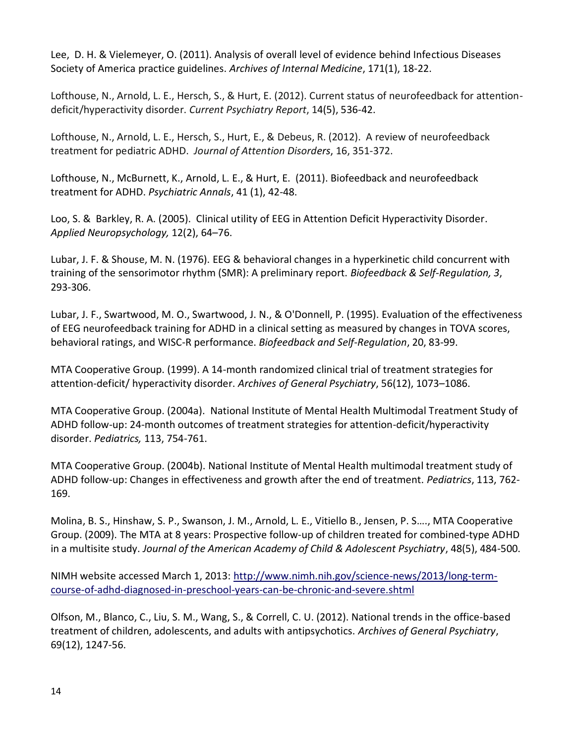Lee, D. H. & Vielemeyer, O. (2011). Analysis of overall level of evidence behind Infectious Diseases Society of America practice guidelines. *Archives of Internal Medicine*, 171(1), 18-22.

Lofthouse, N., Arnold, L. E., Hersch, S., & Hurt, E. (2012). Current status of neurofeedback for attention-deficit/hyperactivity disorder. *Current Psychiatry Report*, 14(5), 536-42.

Lofthouse, N., Arnold, L. E., Hersch, S., Hurt, E., & Debeus, R. (2012). A review of neurofeedback treatment for pediatric ADHD. *Journal of Attention Disorders*, 16, 351-372.

Lofthouse, N., McBurnett, K., Arnold, L. E., & Hurt, E. (2011). Biofeedback and neurofeedback treatment for ADHD. *Psychiatric Annals*, 41 (1), 42-48.

Loo, S. & Barkley, R. A. (2005). Clinical utility of EEG in Attention Deficit Hyperactivity Disorder. *Applied Neuropsychology,* 12(2), 64–76.

Lubar, J. F. & Shouse, M. N. (1976). EEG & behavioral changes in a hyperkinetic child concurrent with training of the sensorimotor rhythm (SMR): A preliminary report. *Biofeedback & Self-Regulation, 3*, 293-306.

Lubar, J. F., Swartwood, M. O., Swartwood, J. N., & O'Donnell, P. (1995). Evaluation of the effectiveness of EEG neurofeedback training for ADHD in a clinical setting as measured by changes in TOVA scores, behavioral ratings, and WISC-R performance. *Biofeedback and Self-Regulation*, 20, 83-99.

MTA Cooperative Group. (1999). A 14-month randomized clinical trial of treatment strategies for attention-deficit/ hyperactivity disorder. *Archives of General Psychiatry*, 56(12), 1073–1086.

MTA Cooperative Group. (2004a). National Institute of Mental Health Multimodal Treatment Study of ADHD follow-up: 24-month outcomes of treatment strategies for attention-deficit/hyperactivity disorder. *Pediatrics,* 113, 754-761.

MTA Cooperative Group. (2004b). National Institute of Mental Health multimodal treatment study of ADHD follow-up: Changes in effectiveness and growth after the end of treatment. *Pediatrics*, 113, 762-169.

Molina, B. S., Hinshaw, S. P., Swanson, J. M., Arnold, L. E., Vitiello B., Jensen, P. S…., MTA Cooperative Group. (2009). The MTA at 8 years: Prospective follow-up of children treated for combined-type ADHD in a multisite study. *Journal of the American Academy of Child & Adolescent Psychiatry*, 48(5), 484-500.

NIMH website accessed March 1, 2013: [http://www.nimh.nih.gov/science-news/2013/long-term-course-of-adhd-diagnosed-in-preschool-years-can-be-chronic-and-severe.shtml](http://www.nimh.nih.gov/science-news/2013/long-term-course-of-adhd-diagnosed-in-preschool-years-can-be-chronic-and-severe.shtml)

Olfson, M., Blanco, C., Liu, S. M., Wang, S., & Correll, C. U. (2012). National trends in the office-based treatment of children, adolescents, and adults with antipsychotics. *Archives of General Psychiatry*, 69(12), 1247-56.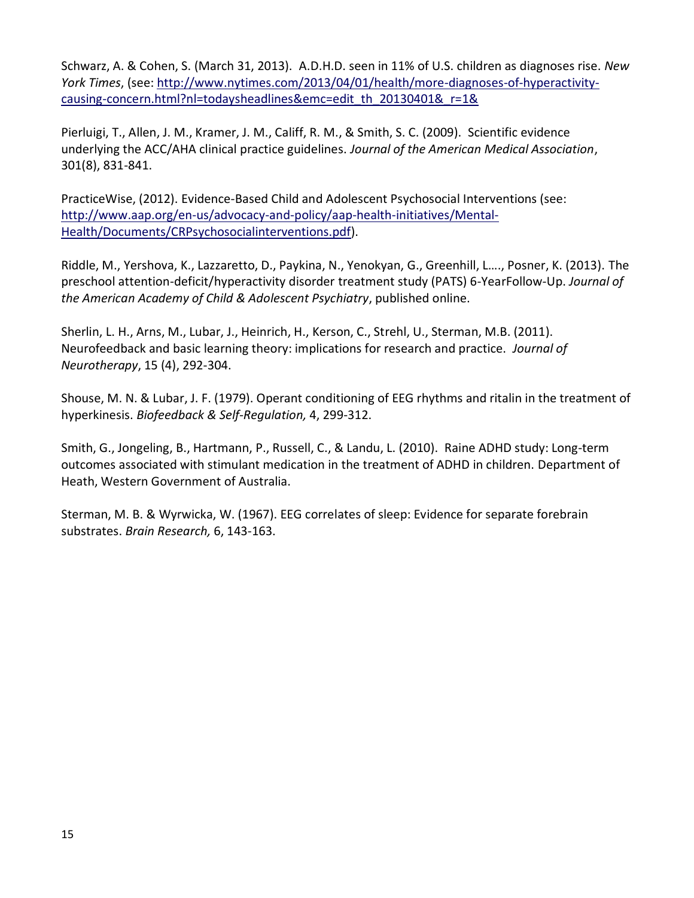Schwarz, A. & Cohen, S. (March 31, 2013). A.D.H.D. seen in 11% of U.S. children as diagnoses rise. *New York Times*, (see: http://www.nytimes.com/2013/04/01/health/more-diagnoses-of-hyperactivity-causing-concern.html?nl=todaysheadlines&emc=edit_th_20130401&_r=1&

Pierluigi, T., Allen, J. M., Kramer, J. M., Califf, R. M., & Smith, S. C. (2009). Scientific evidence underlying the ACC/AHA clinical practice guidelines. *Journal of the American Medical Association*, 301(8), 831-841.

PracticeWise, (2012). Evidence-Based Child and Adolescent Psychosocial Interventions (see: http://www.aap.org/en-us/advocacy-and-policy/aap-health-initiatives/Mental-Health/Documents/CRPsychosocialinterventions.pdf).

Riddle, M., Yershova, K., Lazzaretto, D., Paykina, N., Yenokyan, G., Greenhill, L…., Posner, K. (2013). The preschool attention-deficit/hyperactivity disorder treatment study (PATS) 6-YearFollow-Up. *Journal of the American Academy of Child & Adolescent Psychiatry*, published online.

Sherlin, L. H., Arns, M., Lubar, J., Heinrich, H., Kerson, C., Strehl, U., Sterman, M.B. (2011). Neurofeedback and basic learning theory: implications for research and practice. *Journal of Neurotherapy*, 15 (4), 292-304.

Shouse, M. N. & Lubar, J. F. (1979). Operant conditioning of EEG rhythms and ritalin in the treatment of hyperkinesis. *Biofeedback & Self-Regulation,* 4, 299-312.

Smith, G., Jongeling, B., Hartmann, P., Russell, C., & Landu, L. (2010). Raine ADHD study: Long-term outcomes associated with stimulant medication in the treatment of ADHD in children. Department of Heath, Western Government of Australia.

Sterman, M. B. & Wyrwicka, W. (1967). EEG correlates of sleep: Evidence for separate forebrain substrates. *Brain Research,* 6, 143-163.